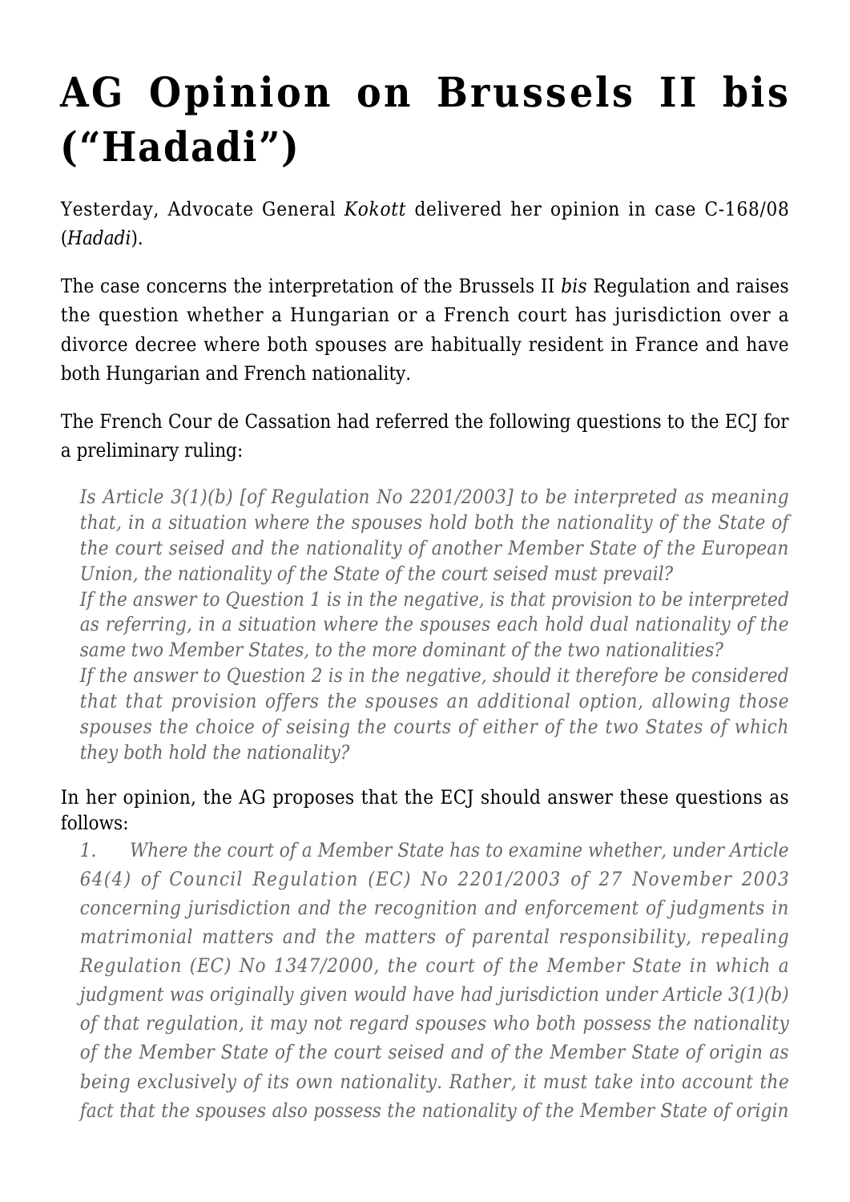# AG Opinion on Brussels II bis ("Hadadi")

Yesterday, Advocate General *Kokott* delivered her opinion in case C-168/08 (*Hadadi*).

The case concerns the interpretation of the Brussels II *bis* Regulation and raises the question whether a Hungarian or a French court has jurisdiction over a divorce decree where both spouses are habitually resident in France and have both Hungarian and French nationality.

The French Cour de Cassation had referred the following questions to the ECJ for a preliminary ruling:

> *Is Article 3(1)(b) [of Regulation No 2201/2003] to be interpreted as meaning that, in a situation where the spouses hold both the nationality of the State of the court seised and the nationality of another Member State of the European Union, the nationality of the State of the court seised must prevail?*
> *If the answer to Question 1 is in the negative, is that provision to be interpreted as referring, in a situation where the spouses each hold dual nationality of the same two Member States, to the more dominant of the two nationalities?*
> *If the answer to Question 2 is in the negative, should it therefore be considered that that provision offers the spouses an additional option, allowing those spouses the choice of seising the courts of either of the two States of which they both hold the nationality?*

In her opinion, the AG proposes that the ECJ should answer these questions as follows:

> *1. Where the court of a Member State has to examine whether, under Article 64(4) of Council Regulation (EC) No 2201/2003 of 27 November 2003 concerning jurisdiction and the recognition and enforcement of judgments in matrimonial matters and the matters of parental responsibility, repealing Regulation (EC) No 1347/2000, the court of the Member State in which a judgment was originally given would have had jurisdiction under Article 3(1)(b) of that regulation, it may not regard spouses who both possess the nationality of the Member State of the court seised and of the Member State of origin as being exclusively of its own nationality. Rather, it must take into account the fact that the spouses also possess the nationality of the Member State of origin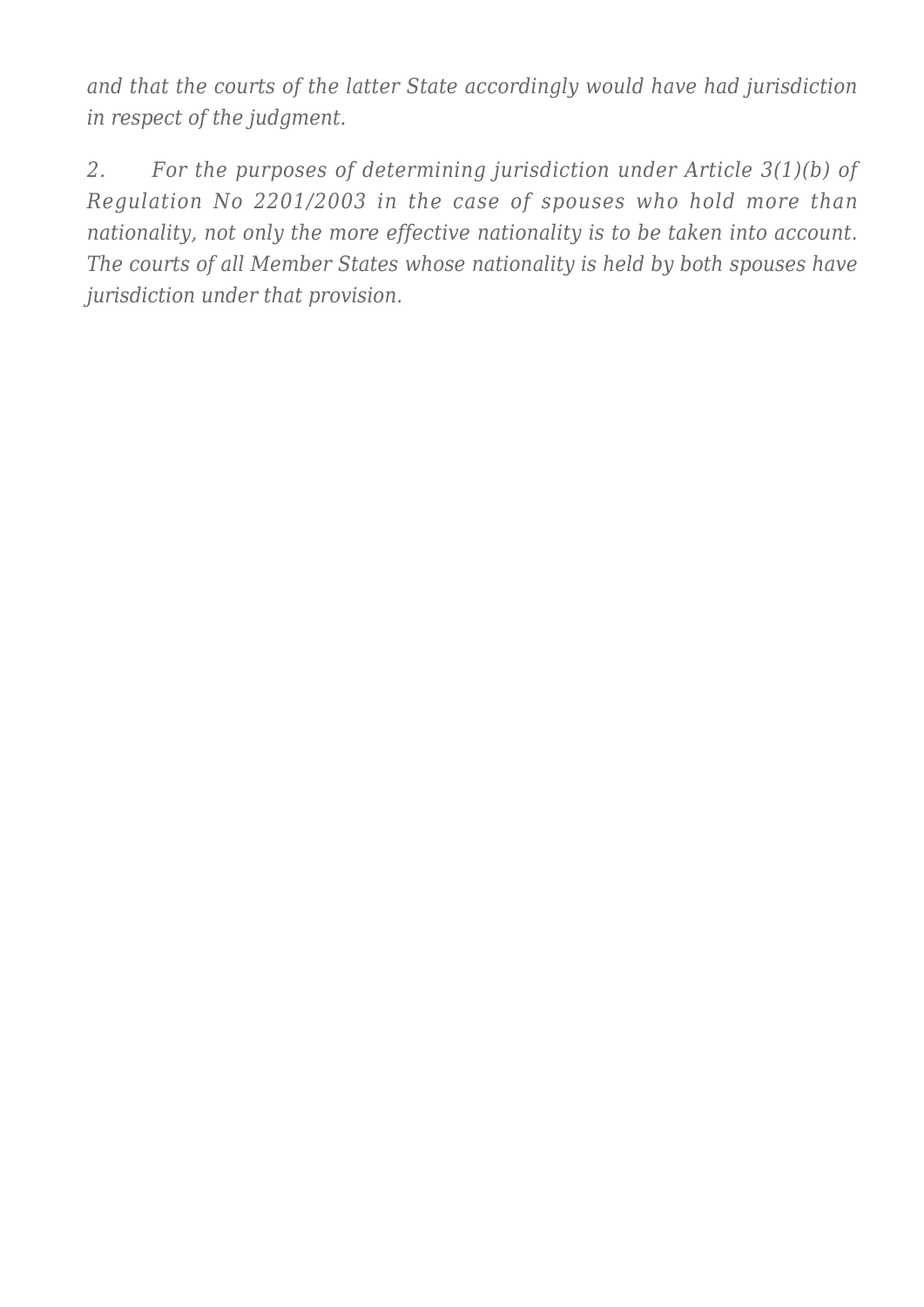*and that the courts of the latter State accordingly would have had jurisdiction in respect of the judgment.*

*2. For the purposes of determining jurisdiction under Article 3(1)(b) of Regulation No 2201/2003 in the case of spouses who hold more than nationality, not only the more effective nationality is to be taken into account. The courts of all Member States whose nationality is held by both spouses have jurisdiction under that provision.*